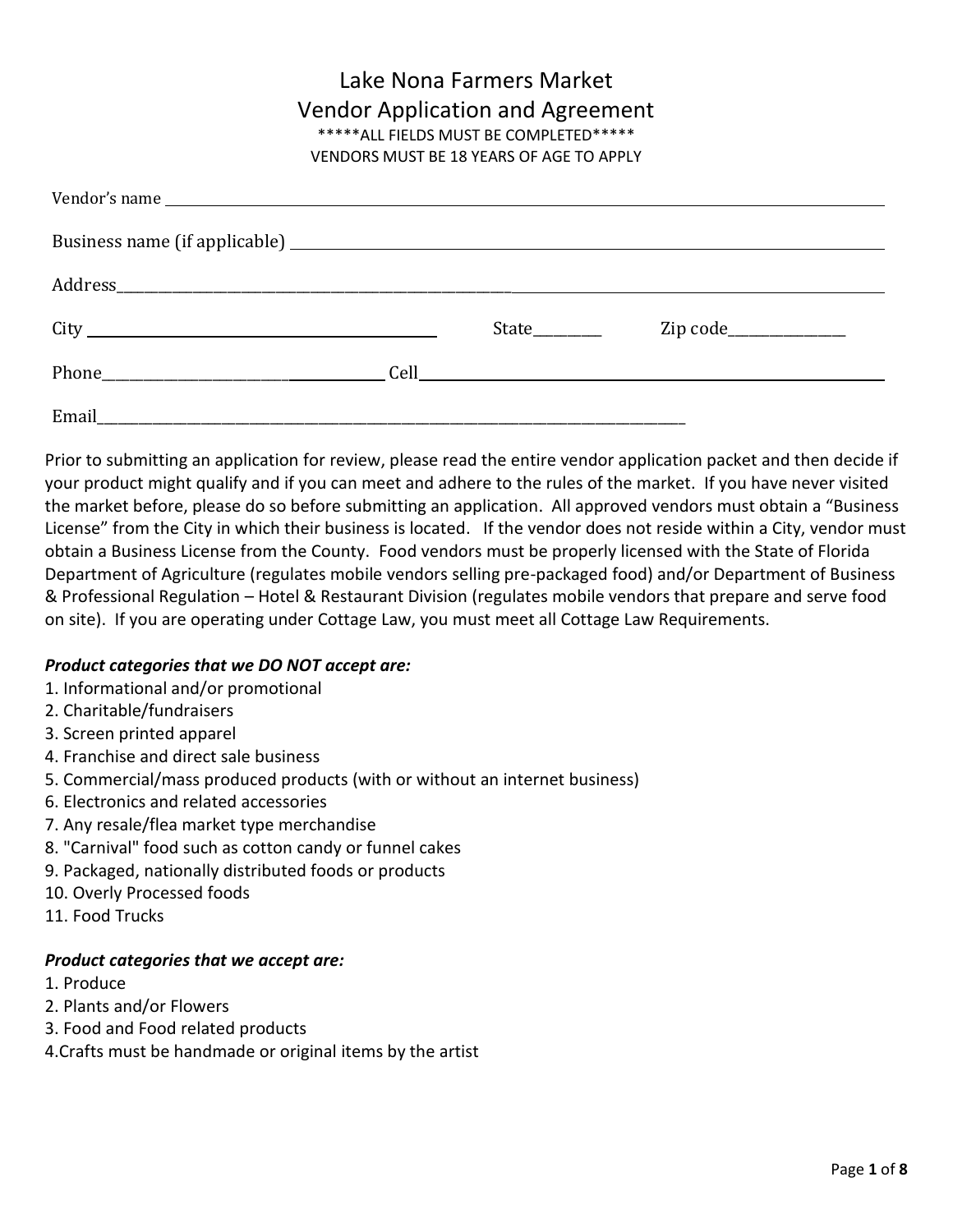# Lake Nona Farmers Market
## Vendor Application and Agreement

*****ALL FIELDS MUST BE COMPLETED*****

VENDORS MUST BE 18 YEARS OF AGE TO APPLY

Vendor's name ______________________________________________

Business name (if applicable) ______________________________________________

Address______________________________________________

City ______________________________ State________ Zip code______________

Phone______________________________ Cell______________________________

Email______________________________________________

Prior to submitting an application for review, please read the entire vendor application packet and then decide if your product might qualify and if you can meet and adhere to the rules of the market. If you have never visited the market before, please do so before submitting an application. All approved vendors must obtain a "Business License" from the City in which their business is located. If the vendor does not reside within a City, vendor must obtain a Business License from the County. Food vendors must be properly licensed with the State of Florida Department of Agriculture (regulates mobile vendors selling pre-packaged food) and/or Department of Business & Professional Regulation – Hotel & Restaurant Division (regulates mobile vendors that prepare and serve food on site). If you are operating under Cottage Law, you must meet all Cottage Law Requirements.

***Product categories that we DO NOT accept are:***

1. Informational and/or promotional
2. Charitable/fundraisers
3. Screen printed apparel
4. Franchise and direct sale business
5. Commercial/mass produced products (with or without an internet business)
6. Electronics and related accessories
7. Any resale/flea market type merchandise
8. "Carnival" food such as cotton candy or funnel cakes
9. Packaged, nationally distributed foods or products
10. Overly Processed foods
11. Food Trucks

***Product categories that we accept are:***

1. Produce
2. Plants and/or Flowers
3. Food and Food related products
4. Crafts must be handmade or original items by the artist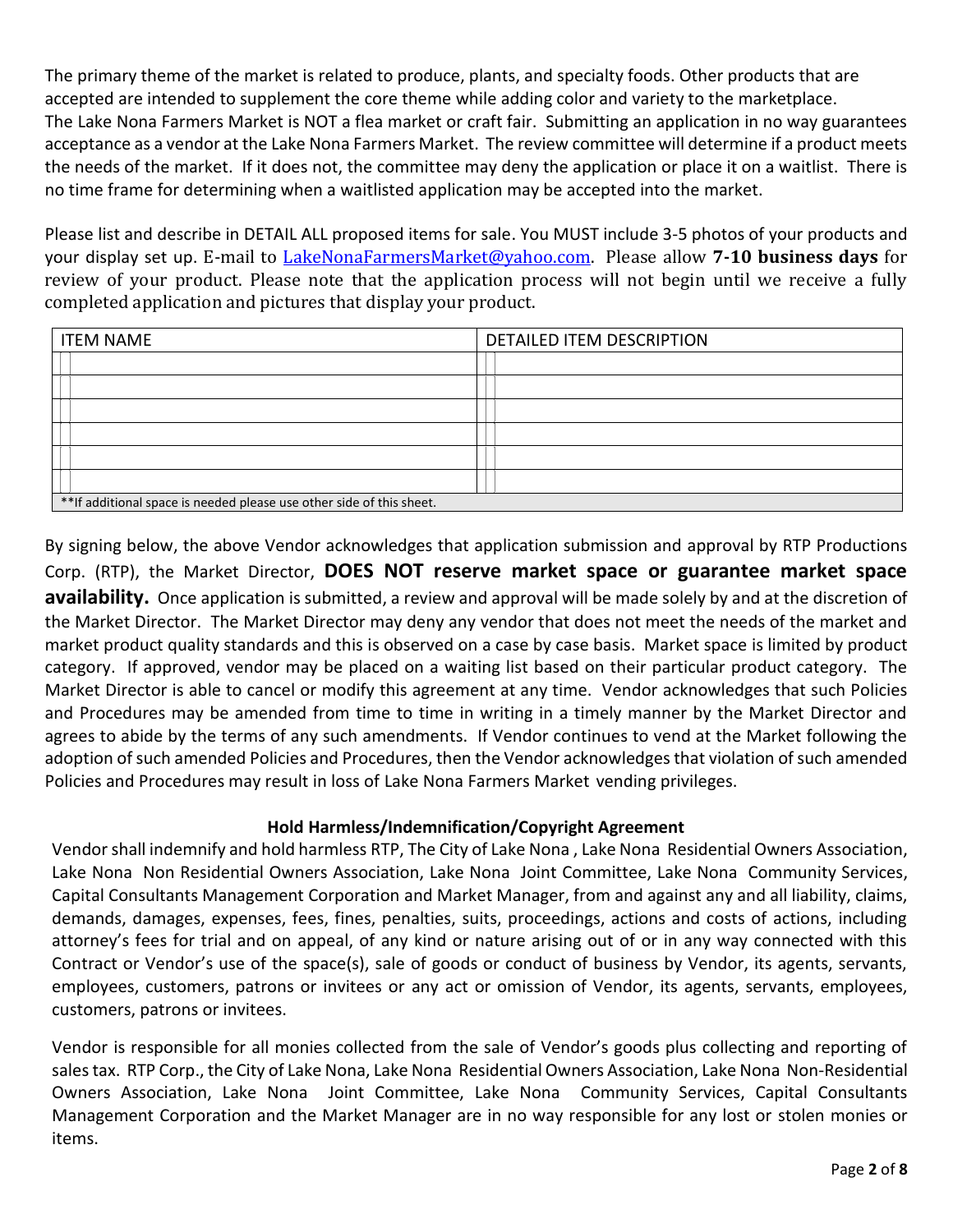The primary theme of the market is related to produce, plants, and specialty foods. Other products that are accepted are intended to supplement the core theme while adding color and variety to the marketplace. The Lake Nona Farmers Market is NOT a flea market or craft fair. Submitting an application in no way guarantees acceptance as a vendor at the Lake Nona Farmers Market. The review committee will determine if a product meets the needs of the market. If it does not, the committee may deny the application or place it on a waitlist. There is no time frame for determining when a waitlisted application may be accepted into the market.

Please list and describe in DETAIL ALL proposed items for sale. You MUST include 3-5 photos of your products and your display set up. E-mail to [LakeNonaFarmersMarket@yahoo.com](mailto:LakeNonaFarmersMarket@yahoo.com). Please allow **7-10 business days** for review of your product. Please note that the application process will not begin until we receive a fully completed application and pictures that display your product.

| ITEM NAME | DETAILED ITEM DESCRIPTION |
|---|---|
| | |
| | |
| | |
| | |
| | |
| | |
| **If additional space is needed please use other side of this sheet. | |

By signing below, the above Vendor acknowledges that application submission and approval by RTP Productions Corp. (RTP), the Market Director, **DOES NOT reserve market space or guarantee market space availability.** Once application is submitted, a review and approval will be made solely by and at the discretion of the Market Director. The Market Director may deny any vendor that does not meet the needs of the market and market product quality standards and this is observed on a case by case basis. Market space is limited by product category. If approved, vendor may be placed on a waiting list based on their particular product category. The Market Director is able to cancel or modify this agreement at any time. Vendor acknowledges that such Policies and Procedures may be amended from time to time in writing in a timely manner by the Market Director and agrees to abide by the terms of any such amendments. If Vendor continues to vend at the Market following the adoption of such amended Policies and Procedures, then the Vendor acknowledges that violation of such amended Policies and Procedures may result in loss of Lake Nona Farmers Market vending privileges.

**Hold Harmless/Indemnification/Copyright Agreement**

Vendor shall indemnify and hold harmless RTP, The City of Lake Nona , Lake Nona Residential Owners Association, Lake Nona Non Residential Owners Association, Lake Nona Joint Committee, Lake Nona Community Services, Capital Consultants Management Corporation and Market Manager, from and against any and all liability, claims, demands, damages, expenses, fees, fines, penalties, suits, proceedings, actions and costs of actions, including attorney's fees for trial and on appeal, of any kind or nature arising out of or in any way connected with this Contract or Vendor's use of the space(s), sale of goods or conduct of business by Vendor, its agents, servants, employees, customers, patrons or invitees or any act or omission of Vendor, its agents, servants, employees, customers, patrons or invitees.

Vendor is responsible for all monies collected from the sale of Vendor's goods plus collecting and reporting of sales tax. RTP Corp., the City of Lake Nona, Lake Nona Residential Owners Association, Lake Nona Non-Residential Owners Association, Lake Nona Joint Committee, Lake Nona Community Services, Capital Consultants Management Corporation and the Market Manager are in no way responsible for any lost or stolen monies or items.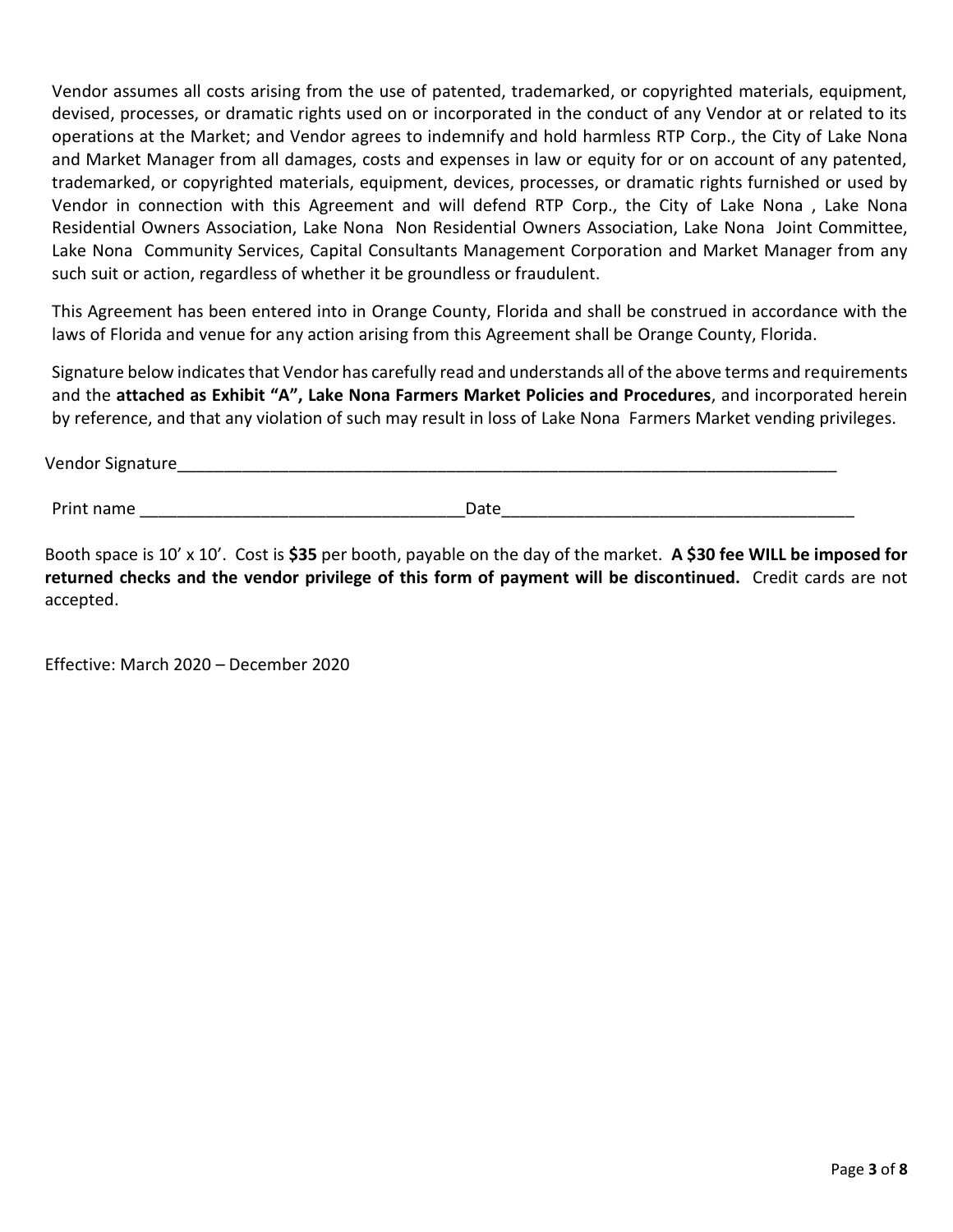Vendor assumes all costs arising from the use of patented, trademarked, or copyrighted materials, equipment, devised, processes, or dramatic rights used on or incorporated in the conduct of any Vendor at or related to its operations at the Market; and Vendor agrees to indemnify and hold harmless RTP Corp., the City of Lake Nona and Market Manager from all damages, costs and expenses in law or equity for or on account of any patented, trademarked, or copyrighted materials, equipment, devices, processes, or dramatic rights furnished or used by Vendor in connection with this Agreement and will defend RTP Corp., the City of Lake Nona , Lake Nona Residential Owners Association, Lake Nona Non Residential Owners Association, Lake Nona Joint Committee, Lake Nona Community Services, Capital Consultants Management Corporation and Market Manager from any such suit or action, regardless of whether it be groundless or fraudulent.

This Agreement has been entered into in Orange County, Florida and shall be construed in accordance with the laws of Florida and venue for any action arising from this Agreement shall be Orange County, Florida.

Signature below indicates that Vendor has carefully read and understands all of the above terms and requirements and the **attached as Exhibit "A", Lake Nona Farmers Market Policies and Procedures**, and incorporated herein by reference, and that any violation of such may result in loss of Lake Nona Farmers Market vending privileges.

Vendor Signature___________________________________________________________________________

Print name ___________________________________Date_______________________________________

Booth space is 10' x 10'. Cost is **$35** per booth, payable on the day of the market. **A $30 fee WILL be imposed for returned checks and the vendor privilege of this form of payment will be discontinued.** Credit cards are not accepted.

Effective: March 2020 – December 2020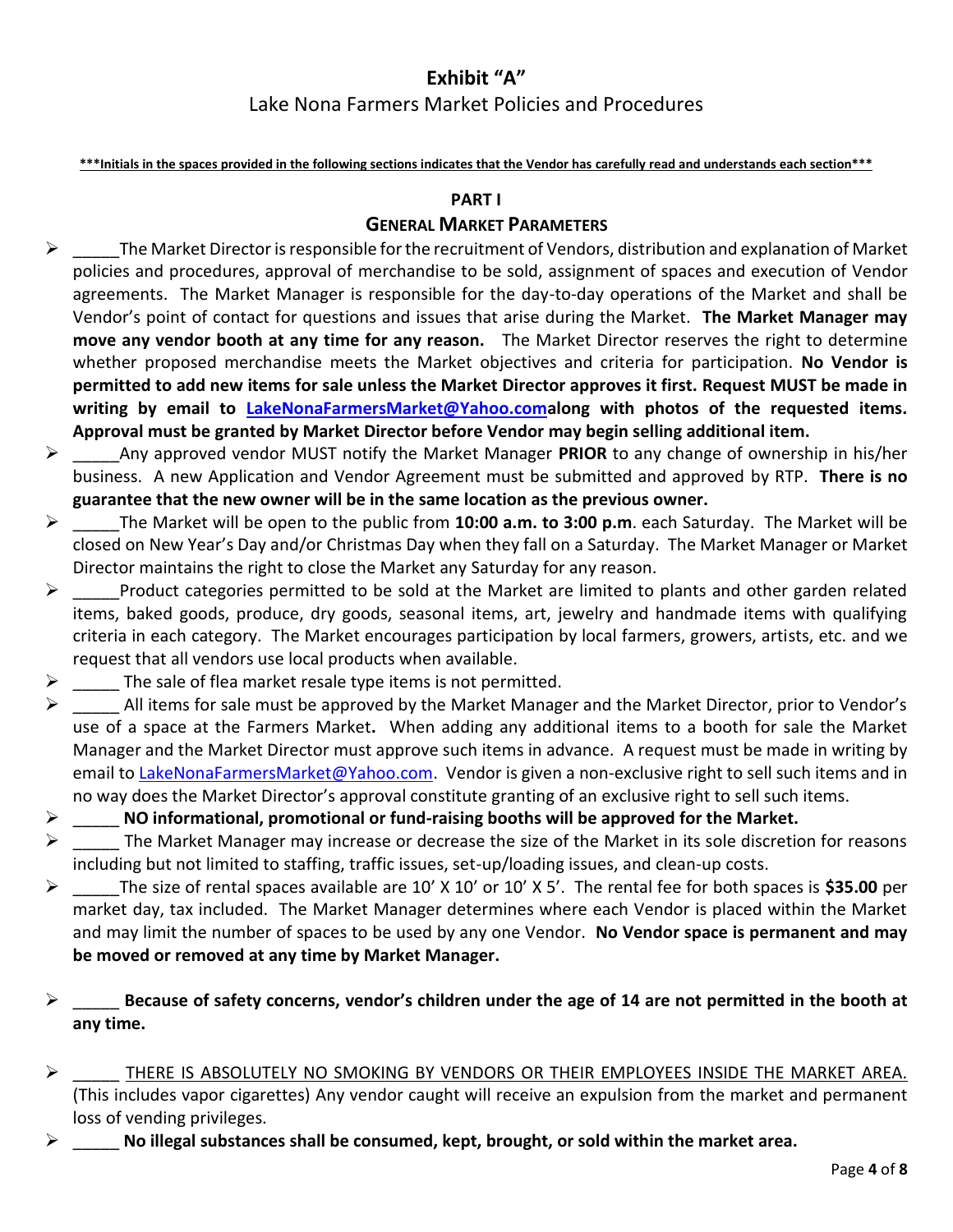# Exhibit "A"

## Lake Nona Farmers Market Policies and Procedures

**\*\*\*Initials in the spaces provided in the following sections indicates that the Vendor has carefully read and understands each section\*\*\***

### PART I

### GENERAL MARKET PARAMETERS

- _____The Market Director is responsible for the recruitment of Vendors, distribution and explanation of Market policies and procedures, approval of merchandise to be sold, assignment of spaces and execution of Vendor agreements. The Market Manager is responsible for the day-to-day operations of the Market and shall be Vendor's point of contact for questions and issues that arise during the Market. **The Market Manager may move any vendor booth at any time for any reason.** The Market Director reserves the right to determine whether proposed merchandise meets the Market objectives and criteria for participation. **No Vendor is permitted to add new items for sale unless the Market Director approves it first. Request MUST be made in writing by email to LakeNonaFarmersMarket@Yahoo.comalong with photos of the requested items. Approval must be granted by Market Director before Vendor may begin selling additional item.**
- _____Any approved vendor MUST notify the Market Manager **PRIOR** to any change of ownership in his/her business. A new Application and Vendor Agreement must be submitted and approved by RTP. **There is no guarantee that the new owner will be in the same location as the previous owner.**
- _____The Market will be open to the public from **10:00 a.m. to 3:00 p.m**. each Saturday. The Market will be closed on New Year's Day and/or Christmas Day when they fall on a Saturday. The Market Manager or Market Director maintains the right to close the Market any Saturday for any reason.
- _____Product categories permitted to be sold at the Market are limited to plants and other garden related items, baked goods, produce, dry goods, seasonal items, art, jewelry and handmade items with qualifying criteria in each category. The Market encourages participation by local farmers, growers, artists, etc. and we request that all vendors use local products when available.
- _____ The sale of flea market resale type items is not permitted.
- _____ All items for sale must be approved by the Market Manager and the Market Director, prior to Vendor's use of a space at the Farmers Market**.** When adding any additional items to a booth for sale the Market Manager and the Market Director must approve such items in advance. A request must be made in writing by email to LakeNonaFarmersMarket@Yahoo.com. Vendor is given a non-exclusive right to sell such items and in no way does the Market Director's approval constitute granting of an exclusive right to sell such items.
- _____ **NO informational, promotional or fund-raising booths will be approved for the Market.**
- _____ The Market Manager may increase or decrease the size of the Market in its sole discretion for reasons including but not limited to staffing, traffic issues, set-up/loading issues, and clean-up costs.
- _____The size of rental spaces available are 10' X 10' or 10' X 5'. The rental fee for both spaces is **$35.00** per market day, tax included. The Market Manager determines where each Vendor is placed within the Market and may limit the number of spaces to be used by any one Vendor. **No Vendor space is permanent and may be moved or removed at any time by Market Manager.**
- _____ **Because of safety concerns, vendor's children under the age of 14 are not permitted in the booth at any time.**
- _____ THERE IS ABSOLUTELY NO SMOKING BY VENDORS OR THEIR EMPLOYEES INSIDE THE MARKET AREA. (This includes vapor cigarettes) Any vendor caught will receive an expulsion from the market and permanent loss of vending privileges.
- _____ **No illegal substances shall be consumed, kept, brought, or sold within the market area.**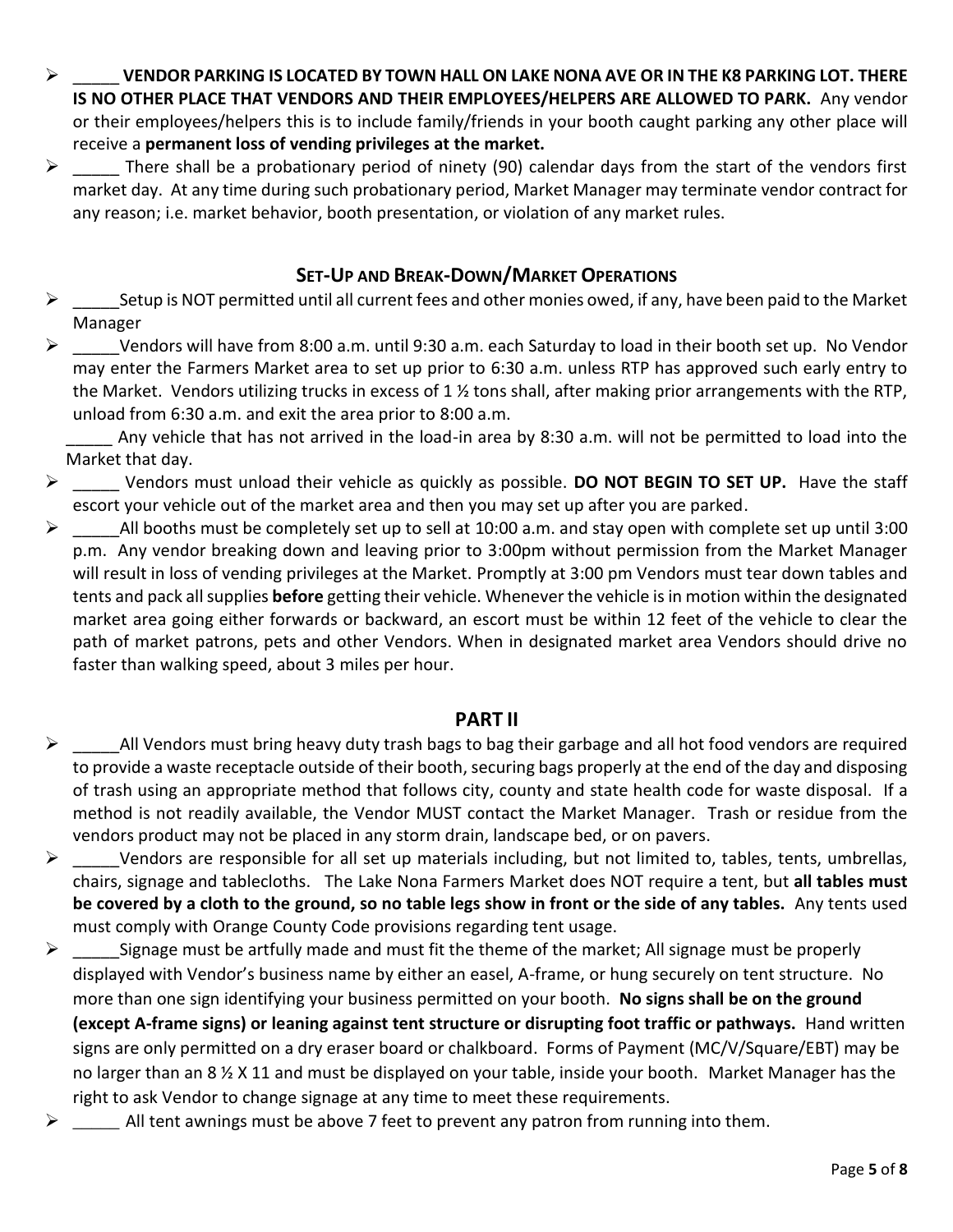- _____ **VENDOR PARKING IS LOCATED BY TOWN HALL ON LAKE NONA AVE OR IN THE K8 PARKING LOT. THERE IS NO OTHER PLACE THAT VENDORS AND THEIR EMPLOYEES/HELPERS ARE ALLOWED TO PARK.** Any vendor or their employees/helpers this is to include family/friends in your booth caught parking any other place will receive a **permanent loss of vending privileges at the market.**
- _____ There shall be a probationary period of ninety (90) calendar days from the start of the vendors first market day. At any time during such probationary period, Market Manager may terminate vendor contract for any reason; i.e. market behavior, booth presentation, or violation of any market rules.

### SET-UP AND BREAK-DOWN/MARKET OPERATIONS

- _____Setup is NOT permitted until all current fees and other monies owed, if any, have been paid to the Market Manager
- _____Vendors will have from 8:00 a.m. until 9:30 a.m. each Saturday to load in their booth set up. No Vendor may enter the Farmers Market area to set up prior to 6:30 a.m. unless RTP has approved such early entry to the Market. Vendors utilizing trucks in excess of 1 ½ tons shall, after making prior arrangements with the RTP, unload from 6:30 a.m. and exit the area prior to 8:00 a.m.

  _____ Any vehicle that has not arrived in the load-in area by 8:30 a.m. will not be permitted to load into the Market that day.
- _____ Vendors must unload their vehicle as quickly as possible. **DO NOT BEGIN TO SET UP.** Have the staff escort your vehicle out of the market area and then you may set up after you are parked.
- _____All booths must be completely set up to sell at 10:00 a.m. and stay open with complete set up until 3:00 p.m. Any vendor breaking down and leaving prior to 3:00pm without permission from the Market Manager will result in loss of vending privileges at the Market. Promptly at 3:00 pm Vendors must tear down tables and tents and pack all supplies **before** getting their vehicle. Whenever the vehicle is in motion within the designated market area going either forwards or backward, an escort must be within 12 feet of the vehicle to clear the path of market patrons, pets and other Vendors. When in designated market area Vendors should drive no faster than walking speed, about 3 miles per hour.

## PART II

- _____All Vendors must bring heavy duty trash bags to bag their garbage and all hot food vendors are required to provide a waste receptacle outside of their booth, securing bags properly at the end of the day and disposing of trash using an appropriate method that follows city, county and state health code for waste disposal. If a method is not readily available, the Vendor MUST contact the Market Manager. Trash or residue from the vendors product may not be placed in any storm drain, landscape bed, or on pavers.
- _____Vendors are responsible for all set up materials including, but not limited to, tables, tents, umbrellas, chairs, signage and tablecloths. The Lake Nona Farmers Market does NOT require a tent, but **all tables must be covered by a cloth to the ground, so no table legs show in front or the side of any tables.** Any tents used must comply with Orange County Code provisions regarding tent usage.
- _____Signage must be artfully made and must fit the theme of the market; All signage must be properly displayed with Vendor's business name by either an easel, A-frame, or hung securely on tent structure. No more than one sign identifying your business permitted on your booth. **No signs shall be on the ground (except A-frame signs) or leaning against tent structure or disrupting foot traffic or pathways.** Hand written signs are only permitted on a dry eraser board or chalkboard. Forms of Payment (MC/V/Square/EBT) may be no larger than an 8 ½ X 11 and must be displayed on your table, inside your booth. Market Manager has the right to ask Vendor to change signage at any time to meet these requirements.
- _____ All tent awnings must be above 7 feet to prevent any patron from running into them.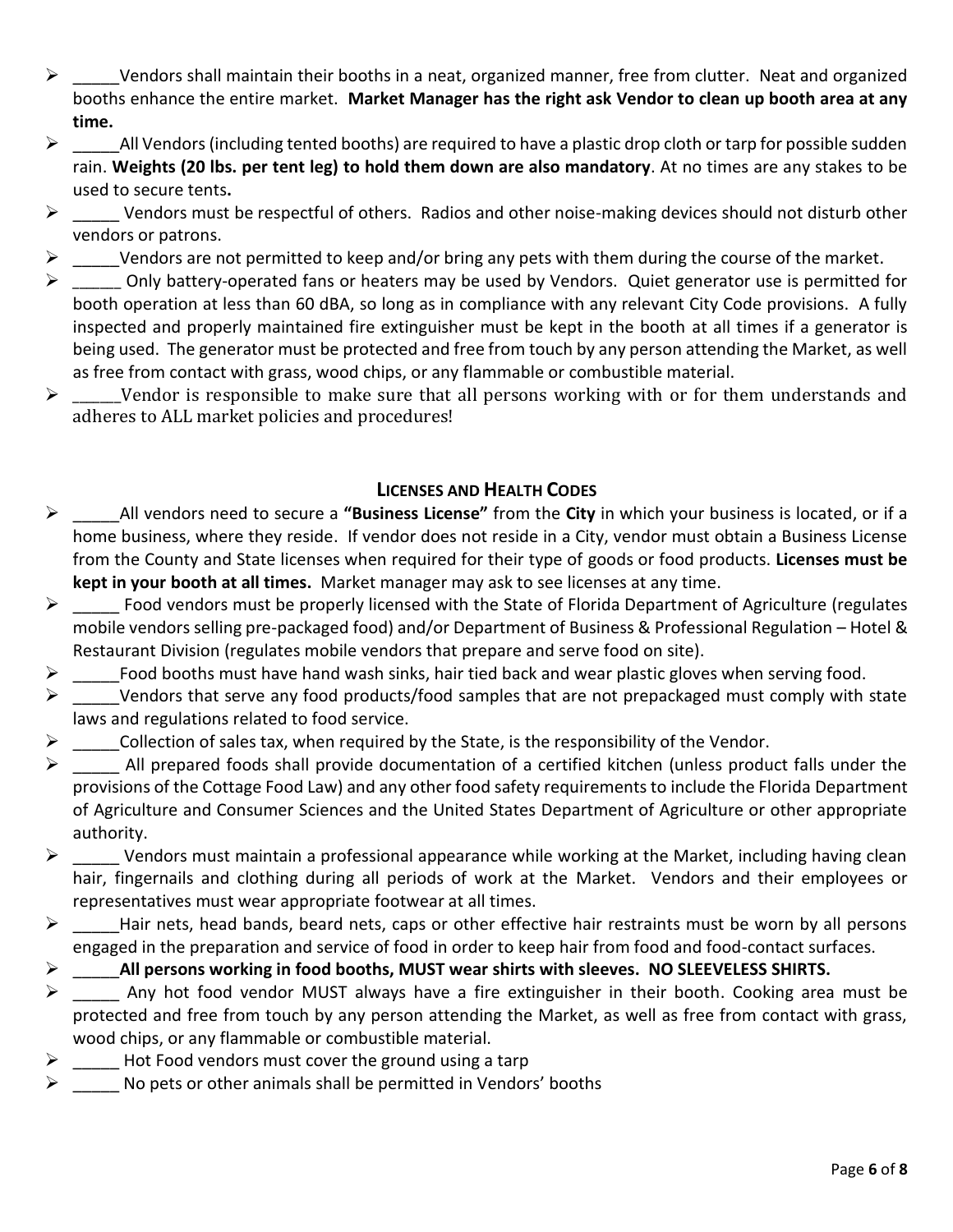- _____Vendors shall maintain their booths in a neat, organized manner, free from clutter. Neat and organized booths enhance the entire market. **Market Manager has the right ask Vendor to clean up booth area at any time.**
- _____All Vendors (including tented booths) are required to have a plastic drop cloth or tarp for possible sudden rain. **Weights (20 lbs. per tent leg) to hold them down are also mandatory**. At no times are any stakes to be used to secure tents**.**
- _____ Vendors must be respectful of others. Radios and other noise-making devices should not disturb other vendors or patrons.
- _____Vendors are not permitted to keep and/or bring any pets with them during the course of the market.
- _____ Only battery-operated fans or heaters may be used by Vendors. Quiet generator use is permitted for booth operation at less than 60 dBA, so long as in compliance with any relevant City Code provisions. A fully inspected and properly maintained fire extinguisher must be kept in the booth at all times if a generator is being used. The generator must be protected and free from touch by any person attending the Market, as well as free from contact with grass, wood chips, or any flammable or combustible material.
- ______Vendor is responsible to make sure that all persons working with or for them understands and adheres to ALL market policies and procedures!

## LICENSES AND HEALTH CODES

- _____All vendors need to secure a **"Business License"** from the **City** in which your business is located, or if a home business, where they reside. If vendor does not reside in a City, vendor must obtain a Business License from the County and State licenses when required for their type of goods or food products. **Licenses must be kept in your booth at all times.** Market manager may ask to see licenses at any time.
- _____ Food vendors must be properly licensed with the State of Florida Department of Agriculture (regulates mobile vendors selling pre-packaged food) and/or Department of Business & Professional Regulation – Hotel & Restaurant Division (regulates mobile vendors that prepare and serve food on site).
- _____Food booths must have hand wash sinks, hair tied back and wear plastic gloves when serving food.
- _____Vendors that serve any food products/food samples that are not prepackaged must comply with state laws and regulations related to food service.
- _____Collection of sales tax, when required by the State, is the responsibility of the Vendor.
- _____ All prepared foods shall provide documentation of a certified kitchen (unless product falls under the provisions of the Cottage Food Law) and any other food safety requirements to include the Florida Department of Agriculture and Consumer Sciences and the United States Department of Agriculture or other appropriate authority.
- _____ Vendors must maintain a professional appearance while working at the Market, including having clean hair, fingernails and clothing during all periods of work at the Market. Vendors and their employees or representatives must wear appropriate footwear at all times.
- _____Hair nets, head bands, beard nets, caps or other effective hair restraints must be worn by all persons engaged in the preparation and service of food in order to keep hair from food and food-contact surfaces.
- _____**All persons working in food booths, MUST wear shirts with sleeves. NO SLEEVELESS SHIRTS.**
- _____ Any hot food vendor MUST always have a fire extinguisher in their booth. Cooking area must be protected and free from touch by any person attending the Market, as well as free from contact with grass, wood chips, or any flammable or combustible material.
- _____ Hot Food vendors must cover the ground using a tarp
- _____ No pets or other animals shall be permitted in Vendors' booths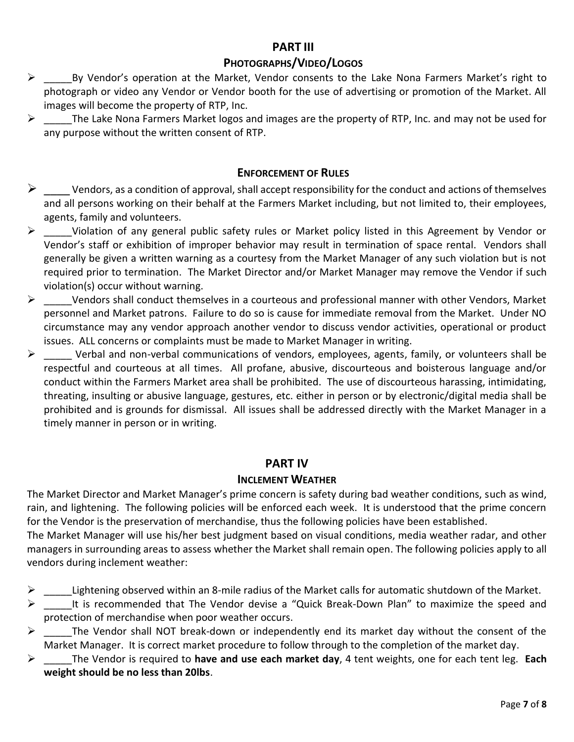## PART III

### PHOTOGRAPHS/VIDEO/LOGOS

- _____By Vendor's operation at the Market, Vendor consents to the Lake Nona Farmers Market's right to photograph or video any Vendor or Vendor booth for the use of advertising or promotion of the Market. All images will become the property of RTP, Inc.
- _____The Lake Nona Farmers Market logos and images are the property of RTP, Inc. and may not be used for any purpose without the written consent of RTP.

### ENFORCEMENT OF RULES

- _____ Vendors, as a condition of approval, shall accept responsibility for the conduct and actions of themselves and all persons working on their behalf at the Farmers Market including, but not limited to, their employees, agents, family and volunteers.
- _____Violation of any general public safety rules or Market policy listed in this Agreement by Vendor or Vendor's staff or exhibition of improper behavior may result in termination of space rental. Vendors shall generally be given a written warning as a courtesy from the Market Manager of any such violation but is not required prior to termination. The Market Director and/or Market Manager may remove the Vendor if such violation(s) occur without warning.
- _____Vendors shall conduct themselves in a courteous and professional manner with other Vendors, Market personnel and Market patrons. Failure to do so is cause for immediate removal from the Market. Under NO circumstance may any vendor approach another vendor to discuss vendor activities, operational or product issues. ALL concerns or complaints must be made to Market Manager in writing.
- _____ Verbal and non-verbal communications of vendors, employees, agents, family, or volunteers shall be respectful and courteous at all times. All profane, abusive, discourteous and boisterous language and/or conduct within the Farmers Market area shall be prohibited. The use of discourteous harassing, intimidating, threating, insulting or abusive language, gestures, etc. either in person or by electronic/digital media shall be prohibited and is grounds for dismissal. All issues shall be addressed directly with the Market Manager in a timely manner in person or in writing.

## PART IV

### INCLEMENT WEATHER

The Market Director and Market Manager's prime concern is safety during bad weather conditions, such as wind, rain, and lightening. The following policies will be enforced each week. It is understood that the prime concern for the Vendor is the preservation of merchandise, thus the following policies have been established.

The Market Manager will use his/her best judgment based on visual conditions, media weather radar, and other managers in surrounding areas to assess whether the Market shall remain open. The following policies apply to all vendors during inclement weather:

- _____Lightening observed within an 8-mile radius of the Market calls for automatic shutdown of the Market.
- _____It is recommended that The Vendor devise a "Quick Break-Down Plan" to maximize the speed and protection of merchandise when poor weather occurs.
- _____The Vendor shall NOT break-down or independently end its market day without the consent of the Market Manager. It is correct market procedure to follow through to the completion of the market day.
- _____The Vendor is required to **have and use each market day**, 4 tent weights, one for each tent leg. **Each weight should be no less than 20lbs**.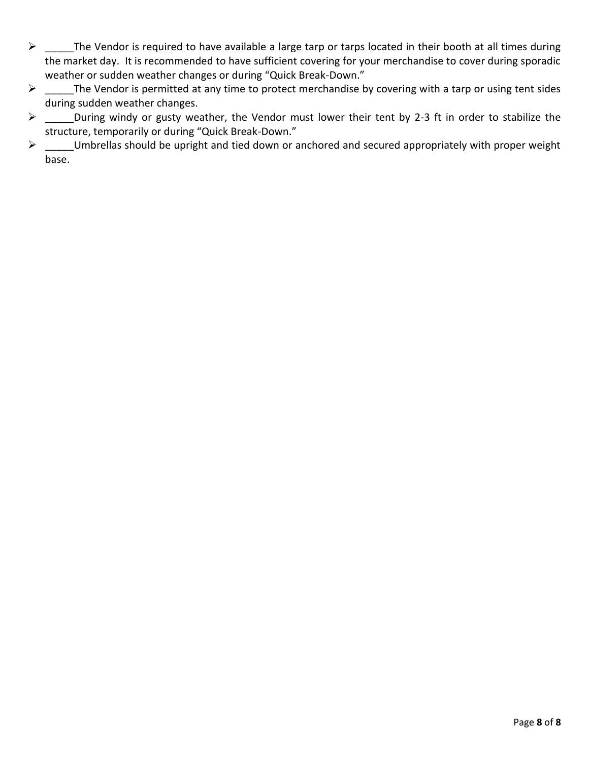- _____The Vendor is required to have available a large tarp or tarps located in their booth at all times during the market day. It is recommended to have sufficient covering for your merchandise to cover during sporadic weather or sudden weather changes or during "Quick Break-Down."
- _____The Vendor is permitted at any time to protect merchandise by covering with a tarp or using tent sides during sudden weather changes.
- _____During windy or gusty weather, the Vendor must lower their tent by 2-3 ft in order to stabilize the structure, temporarily or during "Quick Break-Down."
- _____Umbrellas should be upright and tied down or anchored and secured appropriately with proper weight base.